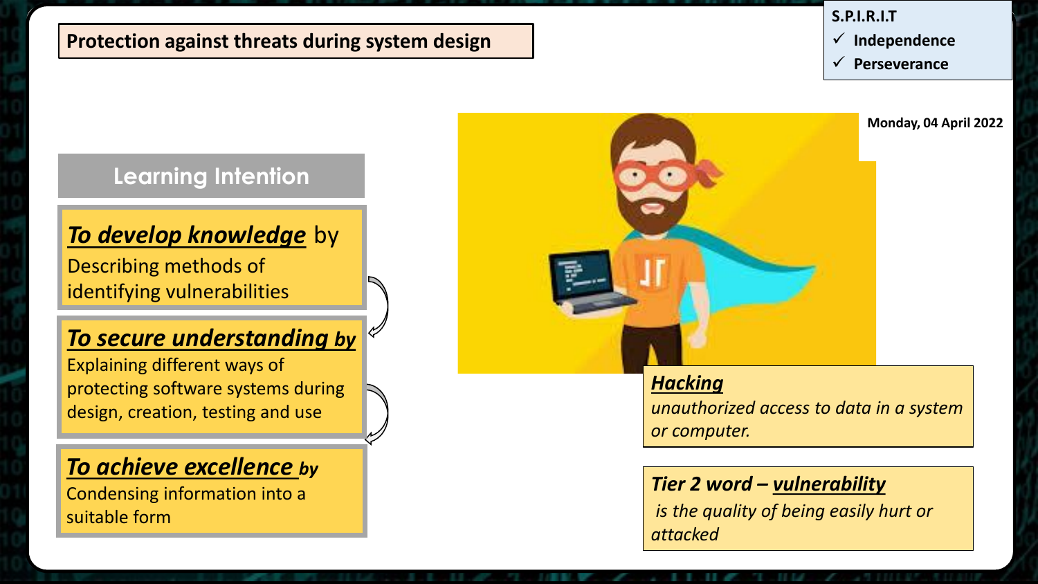# Protection against threats during system design

**S.P.I.R.I.T**

- ✓ Independence
- ✓ Perseverance

**Monday, 04 April 2022**

## Learning Intention

***To develop knowledge*** by
Describing methods of identifying vulnerabilities

***To secure understanding by***
Explaining different ways of protecting software systems during design, creation, testing and use

***To achieve excellence by***
Condensing information into a suitable form

***Hacking***
*unauthorized access to data in a system or computer.*

***Tier 2 word – vulnerability***
*is the quality of being easily hurt or attacked*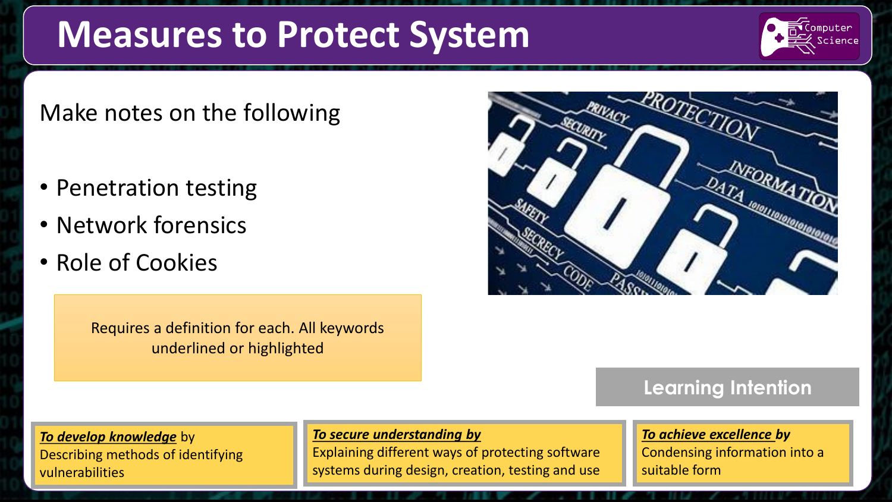# Measures to Protect System

Make notes on the following

- Penetration testing
- Network forensics
- Role of Cookies

Requires a definition for each. All keywords underlined or highlighted

## Learning Intention

***To develop knowledge*** by Describing methods of identifying vulnerabilities

***To secure understanding by*** Explaining different ways of protecting software systems during design, creation, testing and use

***To achieve excellence by*** Condensing information into a suitable form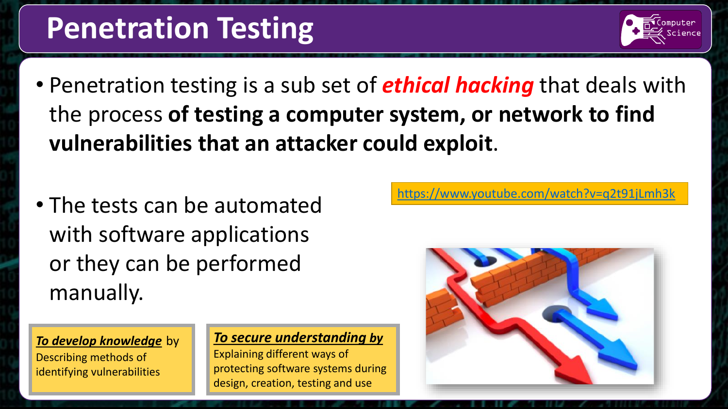# Penetration Testing

- Penetration testing is a sub set of ***ethical hacking*** that deals with the process **of testing a computer system, or network to find vulnerabilities that an attacker could exploit**.

- The tests can be automated with software applications or they can be performed manually.

https://www.youtube.com/watch?v=q2t91jLmh3k

***To develop knowledge*** by Describing methods of identifying vulnerabilities

***To secure understanding by*** Explaining different ways of protecting software systems during design, creation, testing and use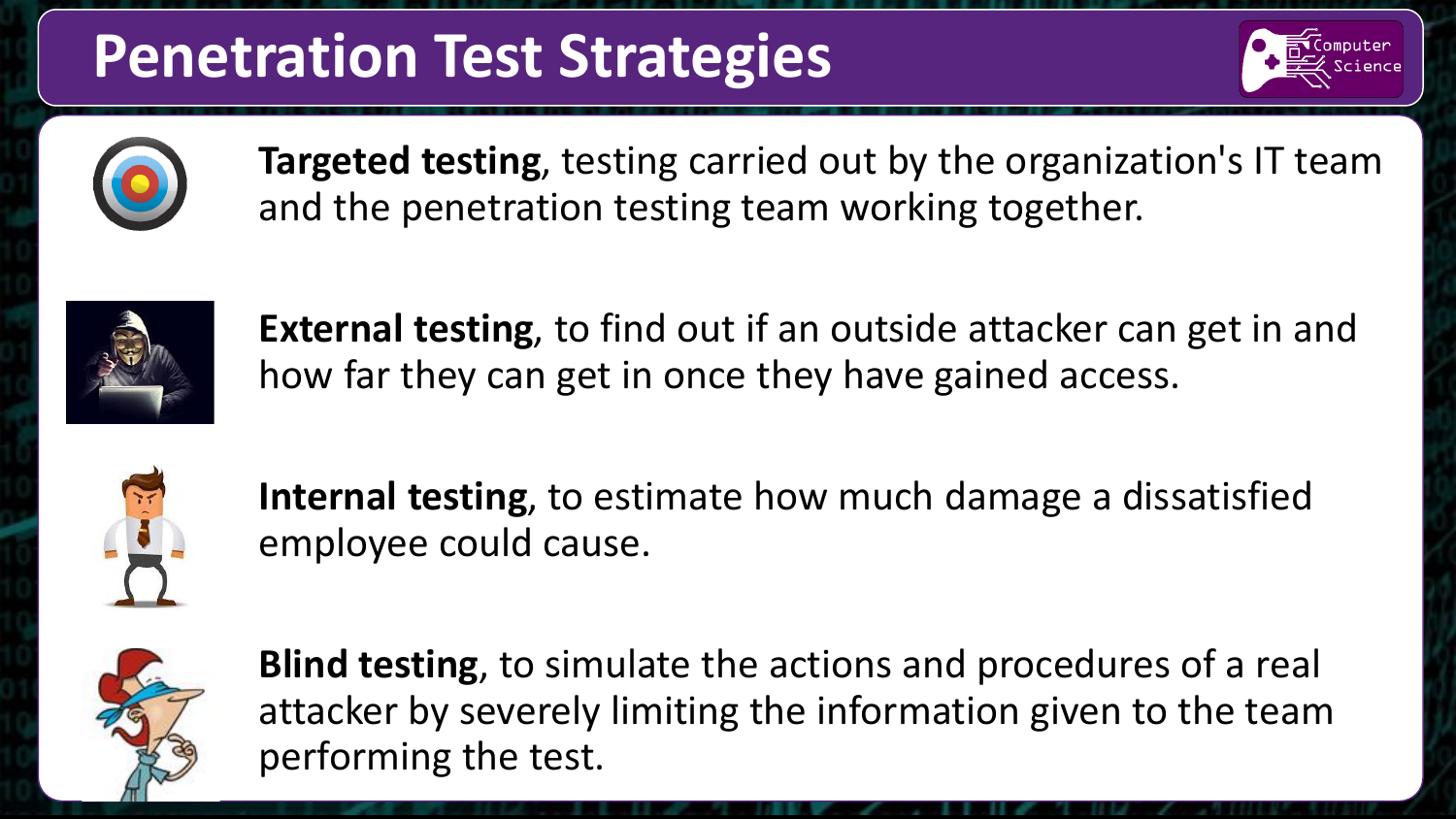# Penetration Test Strategies

**Targeted testing**, testing carried out by the organization's IT team and the penetration testing team working together.

**External testing**, to find out if an outside attacker can get in and how far they can get in once they have gained access.

**Internal testing**, to estimate how much damage a dissatisfied employee could cause.

**Blind testing**, to simulate the actions and procedures of a real attacker by severely limiting the information given to the team performing the test.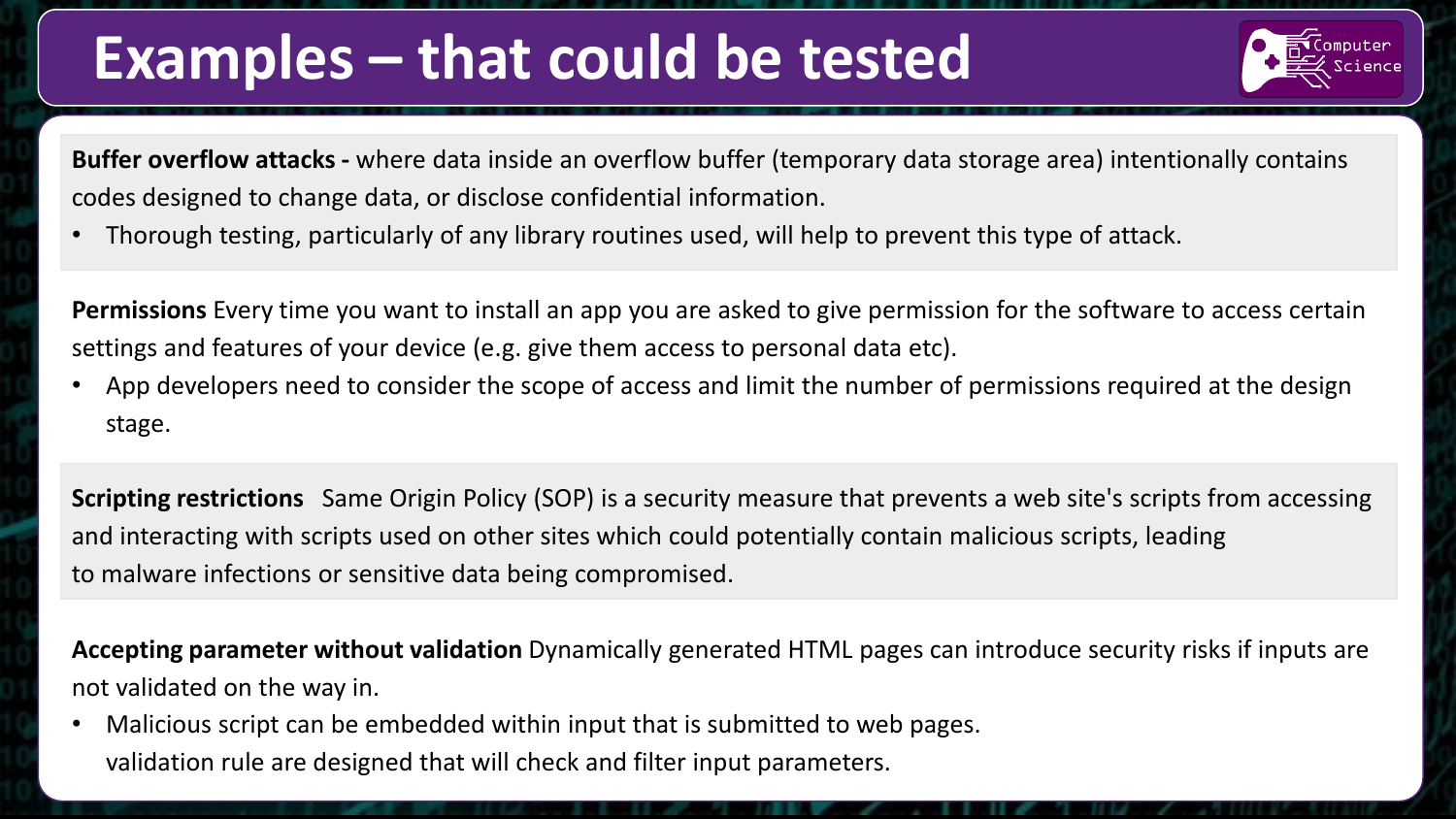# Examples – that could be tested

**Buffer overflow attacks -** where data inside an overflow buffer (temporary data storage area) intentionally contains codes designed to change data, or disclose confidential information.

- Thorough testing, particularly of any library routines used, will help to prevent this type of attack.

**Permissions** Every time you want to install an app you are asked to give permission for the software to access certain settings and features of your device (e.g. give them access to personal data etc).

- App developers need to consider the scope of access and limit the number of permissions required at the design stage.

**Scripting restrictions** Same Origin Policy (SOP) is a security measure that prevents a web site's scripts from accessing and interacting with scripts used on other sites which could potentially contain malicious scripts, leading to malware infections or sensitive data being compromised.

**Accepting parameter without validation** Dynamically generated HTML pages can introduce security risks if inputs are not validated on the way in.

- Malicious script can be embedded within input that is submitted to web pages.
  validation rule are designed that will check and filter input parameters.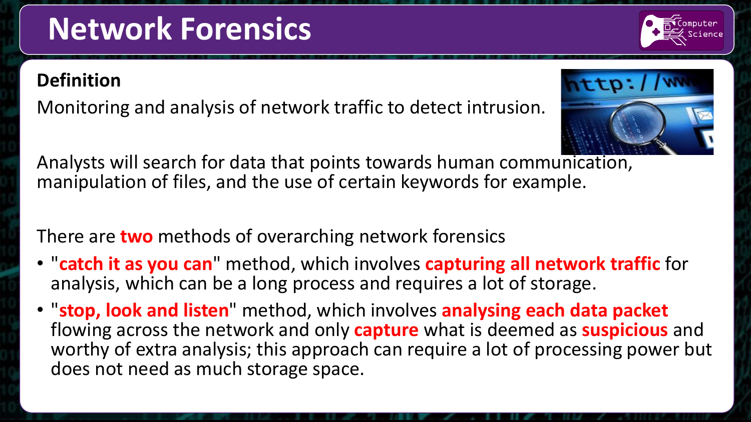# Network Forensics

**Definition**

Monitoring and analysis of network traffic to detect intrusion.

Analysts will search for data that points towards human communication, manipulation of files, and the use of certain keywords for example.

There are **two** methods of overarching network forensics

- "**catch it as you can**" method, which involves **capturing all network traffic** for analysis, which can be a long process and requires a lot of storage.
- "**stop, look and listen**" method, which involves **analysing each data packet** flowing across the network and only **capture** what is deemed as **suspicious** and worthy of extra analysis; this approach can require a lot of processing power but does not need as much storage space.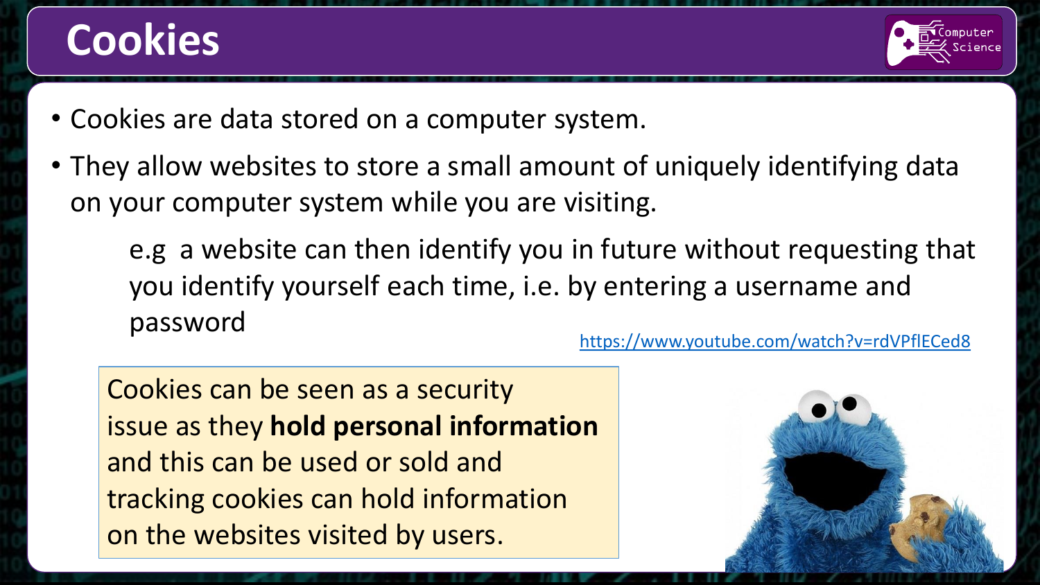# Cookies

- Cookies are data stored on a computer system.
- They allow websites to store a small amount of uniquely identifying data on your computer system while you are visiting.

  e.g a website can then identify you in future without requesting that you identify yourself each time, i.e. by entering a username and password

https://www.youtube.com/watch?v=rdVPflECed8

Cookies can be seen as a security issue as they **hold personal information** and this can be used or sold and tracking cookies can hold information on the websites visited by users.